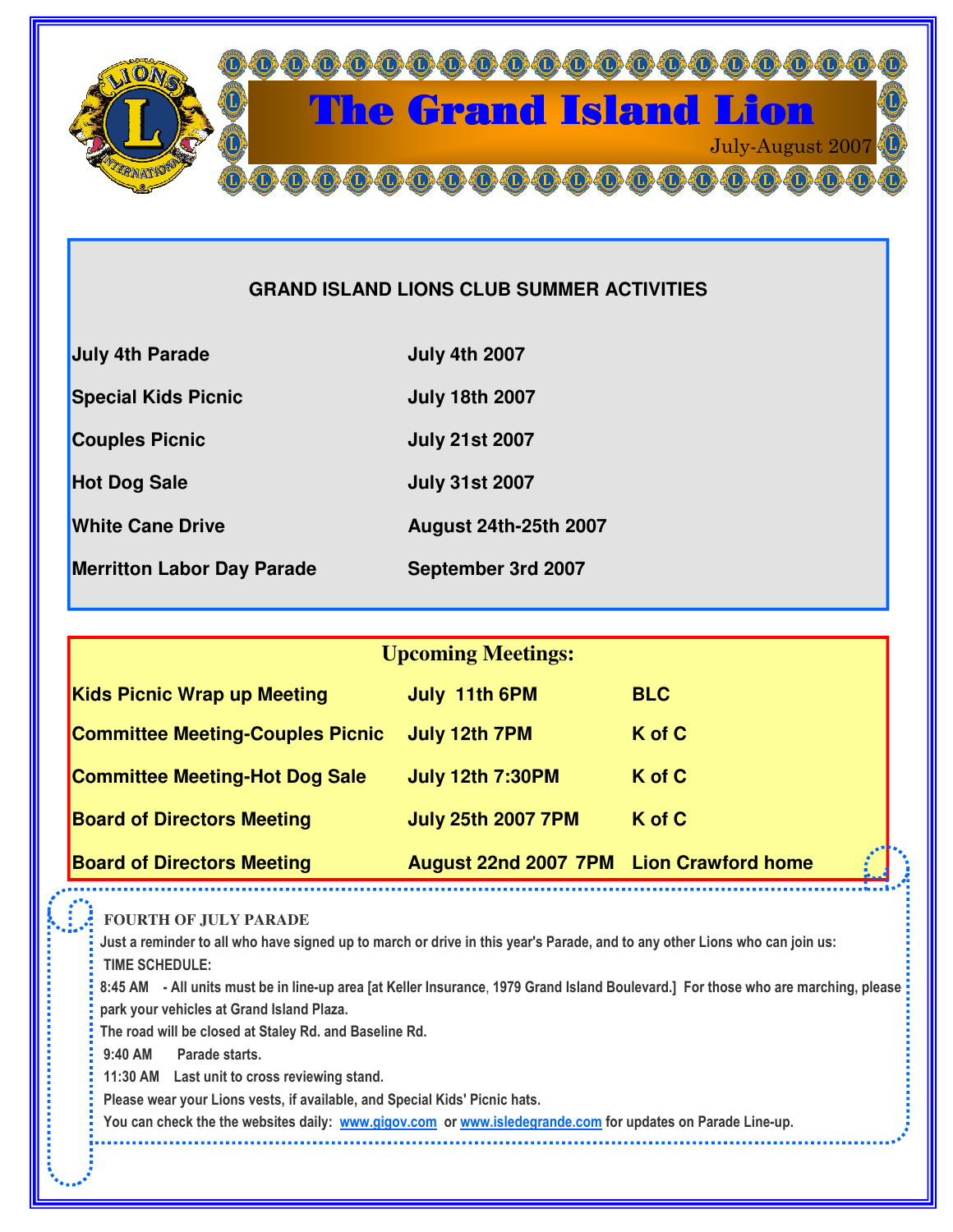# The Grand Island Lion

July-August 2007

## GRAND ISLAND LIONS CLUB SUMMER ACTIVITIES

| Activity | Date |
|---|---|
| **July 4th Parade** | **July 4th 2007** |
| **Special Kids Picnic** | **July 18th 2007** |
| **Couples Picnic** | **July 21st 2007** |
| **Hot Dog Sale** | **July 31st 2007** |
| **White Cane Drive** | **August 24th-25th 2007** |
| **Merritton Labor Day Parade** | **September 3rd 2007** |

## Upcoming Meetings:

| Meeting | Date/Time | Location |
|---|---|---|
| **Kids Picnic Wrap up Meeting** | **July 11th 6PM** | **BLC** |
| **Committee Meeting-Couples Picnic** | **July 12th 7PM** | **K of C** |
| **Committee Meeting-Hot Dog Sale** | **July 12th 7:30PM** | **K of C** |
| **Board of Directors Meeting** | **July 25th 2007 7PM** | **K of C** |
| **Board of Directors Meeting** | **August 22nd 2007 7PM** | **Lion Crawford home** |

### FOURTH OF JULY PARADE

Just a reminder to all who have signed up to march or drive in this year's Parade, and to any other Lions who can join us:

TIME SCHEDULE:

8:45 AM - All units must be in line-up area [at Keller Insurance, 1979 Grand Island Boulevard.] For those who are marching, please park your vehicles at Grand Island Plaza.

The road will be closed at Staley Rd. and Baseline Rd.

9:40 AM Parade starts.

11:30 AM Last unit to cross reviewing stand.

Please wear your Lions vests, if available, and Special Kids' Picnic hats.

You can check the the websites daily: www.gigov.com or www.isledegrande.com for updates on Parade Line-up.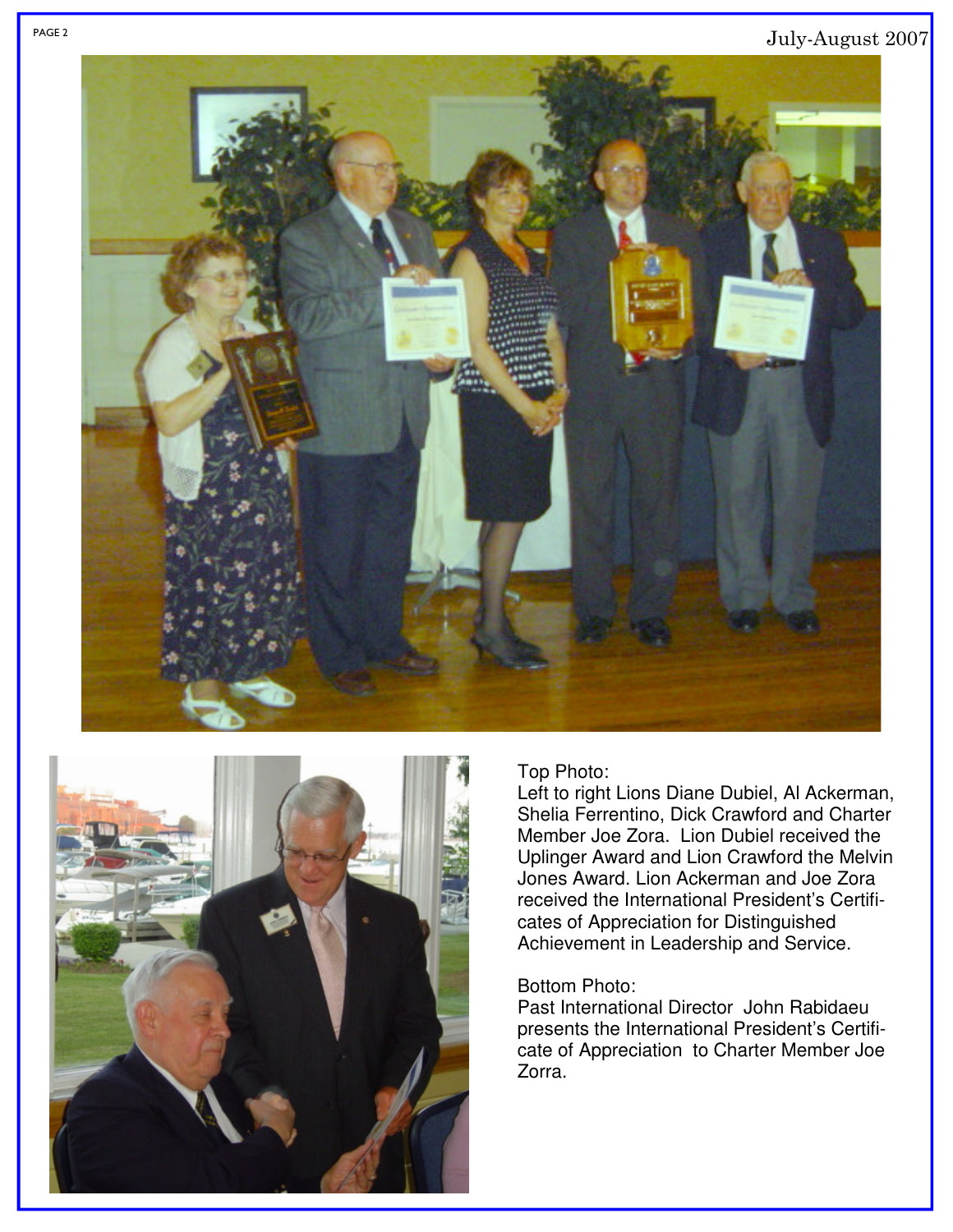Top Photo:
Left to right Lions Diane Dubiel, Al Ackerman, Shelia Ferrentino, Dick Crawford and Charter Member Joe Zora. Lion Dubiel received the Uplinger Award and Lion Crawford the Melvin Jones Award. Lion Ackerman and Joe Zora received the International President's Certificates of Appreciation for Distinguished Achievement in Leadership and Service.

Bottom Photo:
Past International Director John Rabidaeu presents the International President's Certificate of Appreciation to Charter Member Joe Zorra.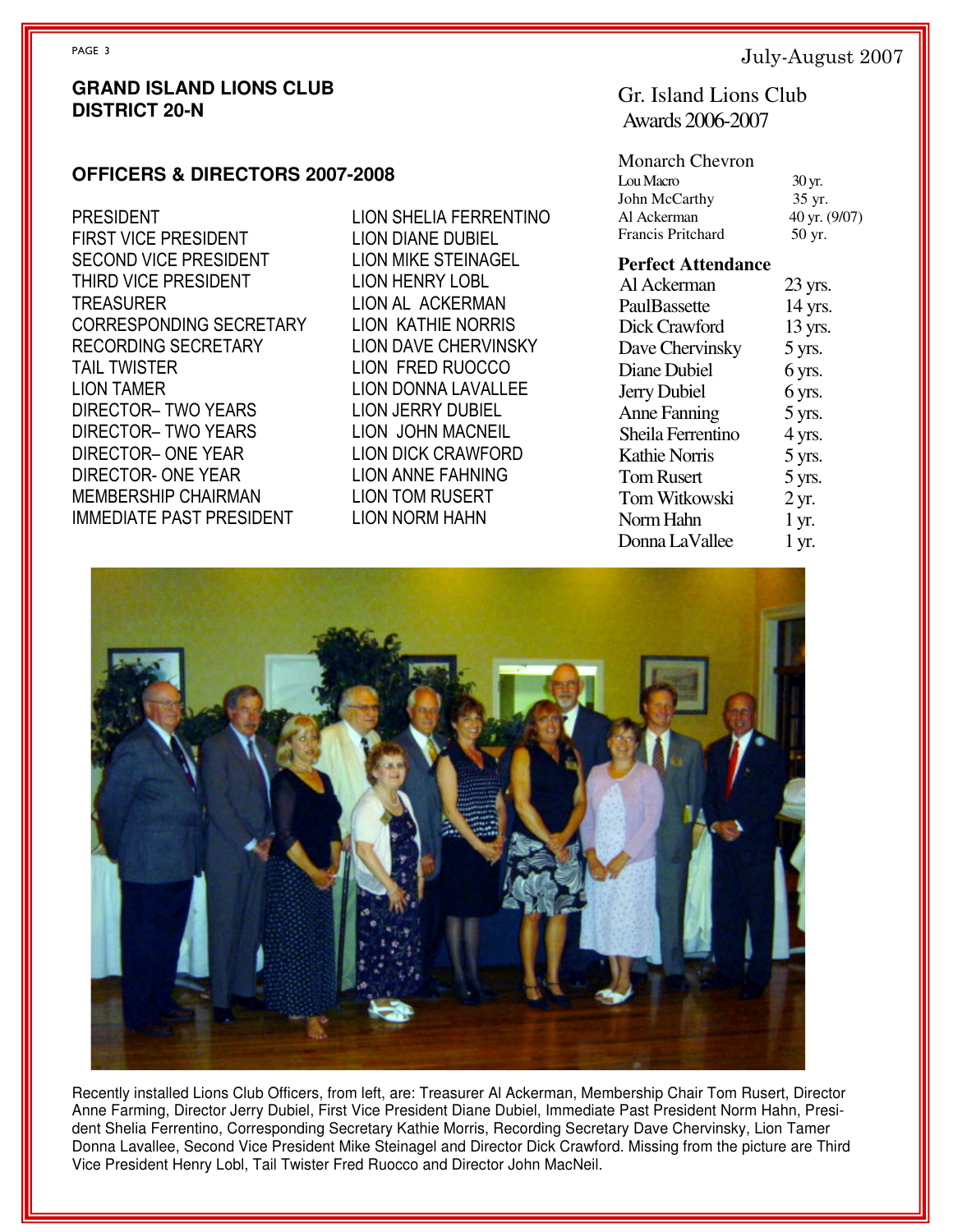## GRAND ISLAND LIONS CLUB
## DISTRICT 20-N

### OFFICERS & DIRECTORS 2007-2008

| | |
|---|---|
| PRESIDENT | LION SHELIA FERRENTINO |
| FIRST VICE PRESIDENT | LION DIANE DUBIEL |
| SECOND VICE PRESIDENT | LION MIKE STEINAGEL |
| THIRD VICE PRESIDENT | LION HENRY LOBL |
| TREASURER | LION AL ACKERMAN |
| CORRESPONDING SECRETARY | LION KATHIE NORRIS |
| RECORDING SECRETARY | LION DAVE CHERVINSKY |
| TAIL TWISTER | LION FRED RUOCCO |
| LION TAMER | LION DONNA LAVALLEE |
| DIRECTOR– TWO YEARS | LION JERRY DUBIEL |
| DIRECTOR– TWO YEARS | LION JOHN MACNEIL |
| DIRECTOR– ONE YEAR | LION DICK CRAWFORD |
| DIRECTOR- ONE YEAR | LION ANNE FAHNING |
| MEMBERSHIP CHAIRMAN | LION TOM RUSERT |
| IMMEDIATE PAST PRESIDENT | LION NORM HAHN |

## Gr. Island Lions Club Awards 2006-2007

### Monarch Chevron

| | |
|---|---|
| Lou Macro | 30 yr. |
| John McCarthy | 35 yr. |
| Al Ackerman | 40 yr. (9/07) |
| Francis Pritchard | 50 yr. |

### Perfect Attendance

| | |
|---|---|
| Al Ackerman | 23 yrs. |
| PaulBassette | 14 yrs. |
| Dick Crawford | 13 yrs. |
| Dave Chervinsky | 5 yrs. |
| Diane Dubiel | 6 yrs. |
| Jerry Dubiel | 6 yrs. |
| Anne Fanning | 5 yrs. |
| Sheila Ferrentino | 4 yrs. |
| Kathie Norris | 5 yrs. |
| Tom Rusert | 5 yrs. |
| Tom Witkowski | 2 yr. |
| Norm Hahn | 1 yr. |
| Donna LaVallee | 1 yr. |

Recently installed Lions Club Officers, from left, are: Treasurer Al Ackerman, Membership Chair Tom Rusert, Director Anne Farming, Director Jerry Dubiel, First Vice President Diane Dubiel, Immediate Past President Norm Hahn, President Shelia Ferrentino, Corresponding Secretary Kathie Morris, Recording Secretary Dave Chervinsky, Lion Tamer Donna Lavallee, Second Vice President Mike Steinagel and Director Dick Crawford. Missing from the picture are Third Vice President Henry Lobl, Tail Twister Fred Ruocco and Director John MacNeil.